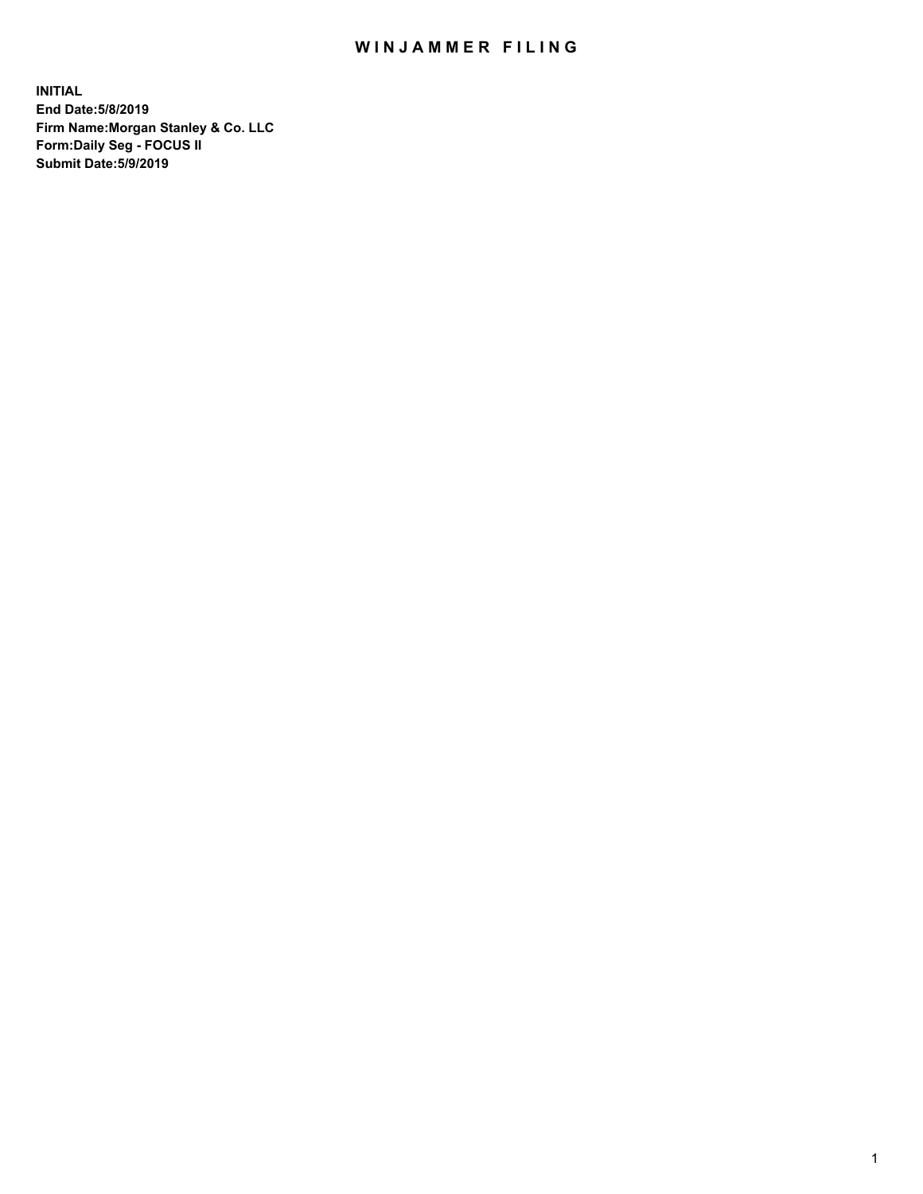# WINJAMMER FILING

**INITIAL**
**End Date:5/8/2019**
**Firm Name:Morgan Stanley & Co. LLC**
**Form:Daily Seg - FOCUS II**
**Submit Date:5/9/2019**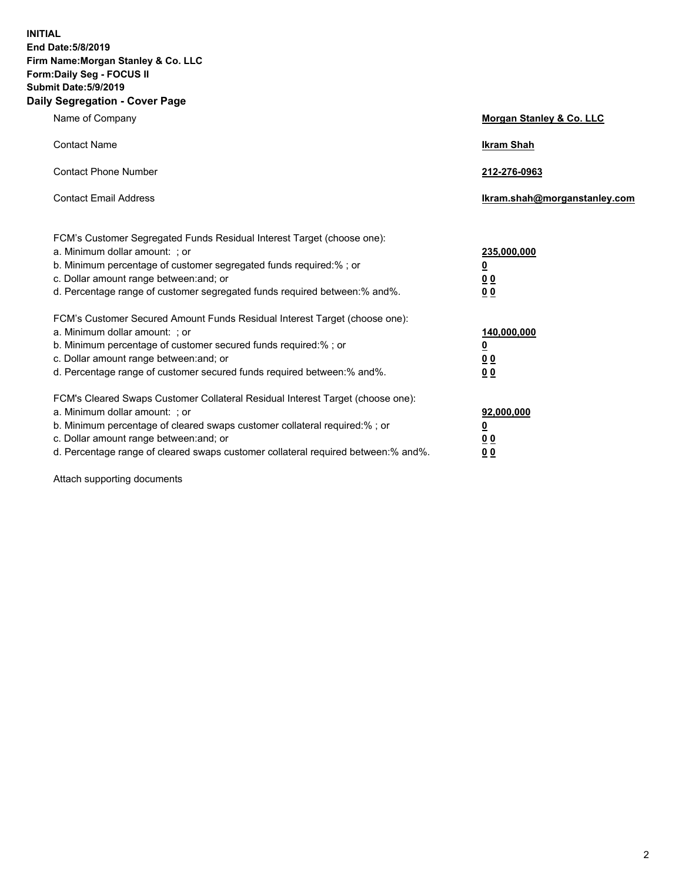**INITIAL**
**End Date:5/8/2019**
**Firm Name:Morgan Stanley & Co. LLC**
**Form:Daily Seg - FOCUS II**
**Submit Date:5/9/2019**
**Daily Segregation - Cover Page**

| | |
|---|---|
| Name of Company | **Morgan Stanley & Co. LLC** |
| Contact Name | **Ikram Shah** |
| Contact Phone Number | **212-276-0963** |
| Contact Email Address | **Ikram.shah@morganstanley.com** |

FCM's Customer Segregated Funds Residual Interest Target (choose one):

| | |
|---|---|
| a. Minimum dollar amount: ; or | **235,000,000** |
| b. Minimum percentage of customer segregated funds required:% ; or | **0** |
| c. Dollar amount range between:and; or | **0 0** |
| d. Percentage range of customer segregated funds required between:% and%. | **0 0** |

FCM's Customer Secured Amount Funds Residual Interest Target (choose one):

| | |
|---|---|
| a. Minimum dollar amount: ; or | **140,000,000** |
| b. Minimum percentage of customer secured funds required:% ; or | **0** |
| c. Dollar amount range between:and; or | **0 0** |
| d. Percentage range of customer secured funds required between:% and%. | **0 0** |

FCM's Cleared Swaps Customer Collateral Residual Interest Target (choose one):

| | |
|---|---|
| a. Minimum dollar amount: ; or | **92,000,000** |
| b. Minimum percentage of cleared swaps customer collateral required:% ; or | **0** |
| c. Dollar amount range between:and; or | **0 0** |
| d. Percentage range of cleared swaps customer collateral required between:% and%. | **0 0** |

Attach supporting documents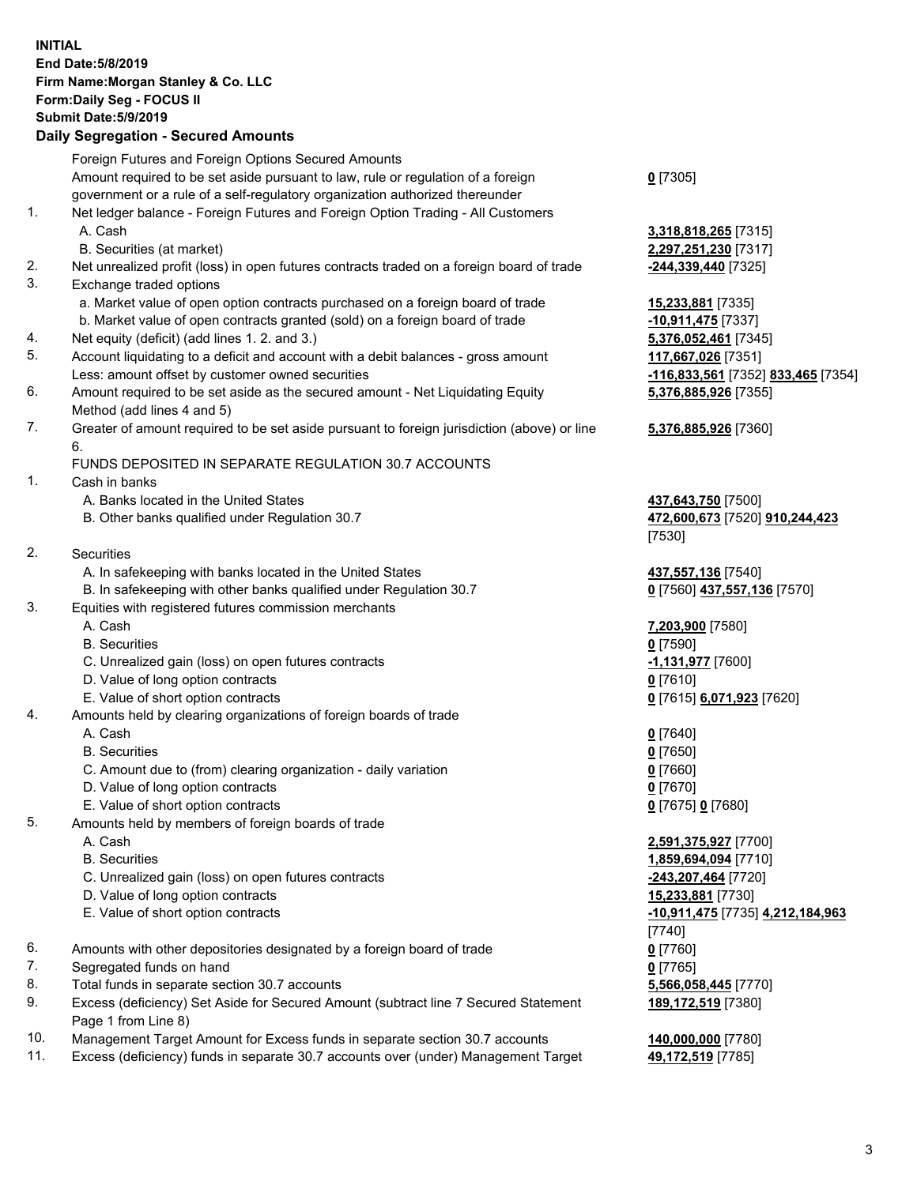**INITIAL**
**End Date:5/8/2019**
**Firm Name:Morgan Stanley & Co. LLC**
**Form:Daily Seg - FOCUS II**
**Submit Date:5/9/2019**

## Daily Segregation - Secured Amounts

| | | |
|---|---|---|
| | Foreign Futures and Foreign Options Secured Amounts | |
| | Amount required to be set aside pursuant to law, rule or regulation of a foreign government or a rule of a self-regulatory organization authorized thereunder | **0** [7305] |
| 1. | Net ledger balance - Foreign Futures and Foreign Option Trading - All Customers | |
| | A. Cash | **3,318,818,265** [7315] |
| | B. Securities (at market) | **2,297,251,230** [7317] |
| 2. | Net unrealized profit (loss) in open futures contracts traded on a foreign board of trade | **-244,339,440** [7325] |
| 3. | Exchange traded options | |
| | a. Market value of open option contracts purchased on a foreign board of trade | **15,233,881** [7335] |
| | b. Market value of open contracts granted (sold) on a foreign board of trade | **-10,911,475** [7337] |
| 4. | Net equity (deficit) (add lines 1. 2. and 3.) | **5,376,052,461** [7345] |
| 5. | Account liquidating to a deficit and account with a debit balances - gross amount | **117,667,026** [7351] |
| | Less: amount offset by customer owned securities | **-116,833,561** [7352] **833,465** [7354] |
| 6. | Amount required to be set aside as the secured amount - Net Liquidating Equity Method (add lines 4 and 5) | **5,376,885,926** [7355] |
| 7. | Greater of amount required to be set aside pursuant to foreign jurisdiction (above) or line 6. | **5,376,885,926** [7360] |
| | FUNDS DEPOSITED IN SEPARATE REGULATION 30.7 ACCOUNTS | |
| 1. | Cash in banks | |
| | A. Banks located in the United States | **437,643,750** [7500] |
| | B. Other banks qualified under Regulation 30.7 | **472,600,673** [7520] **910,244,423** [7530] |
| 2. | Securities | |
| | A. In safekeeping with banks located in the United States | **437,557,136** [7540] |
| | B. In safekeeping with other banks qualified under Regulation 30.7 | **0** [7560] **437,557,136** [7570] |
| 3. | Equities with registered futures commission merchants | |
| | A. Cash | **7,203,900** [7580] |
| | B. Securities | **0** [7590] |
| | C. Unrealized gain (loss) on open futures contracts | **-1,131,977** [7600] |
| | D. Value of long option contracts | **0** [7610] |
| | E. Value of short option contracts | **0** [7615] **6,071,923** [7620] |
| 4. | Amounts held by clearing organizations of foreign boards of trade | |
| | A. Cash | **0** [7640] |
| | B. Securities | **0** [7650] |
| | C. Amount due to (from) clearing organization - daily variation | **0** [7660] |
| | D. Value of long option contracts | **0** [7670] |
| | E. Value of short option contracts | **0** [7675] **0** [7680] |
| 5. | Amounts held by members of foreign boards of trade | |
| | A. Cash | **2,591,375,927** [7700] |
| | B. Securities | **1,859,694,094** [7710] |
| | C. Unrealized gain (loss) on open futures contracts | **-243,207,464** [7720] |
| | D. Value of long option contracts | **15,233,881** [7730] |
| | E. Value of short option contracts | **-10,911,475** [7735] **4,212,184,963** [7740] |
| 6. | Amounts with other depositories designated by a foreign board of trade | **0** [7760] |
| 7. | Segregated funds on hand | **0** [7765] |
| 8. | Total funds in separate section 30.7 accounts | **5,566,058,445** [7770] |
| 9. | Excess (deficiency) Set Aside for Secured Amount (subtract line 7 Secured Statement Page 1 from Line 8) | **189,172,519** [7380] |
| 10. | Management Target Amount for Excess funds in separate section 30.7 accounts | **140,000,000** [7780] |
| 11. | Excess (deficiency) funds in separate 30.7 accounts over (under) Management Target | **49,172,519** [7785] |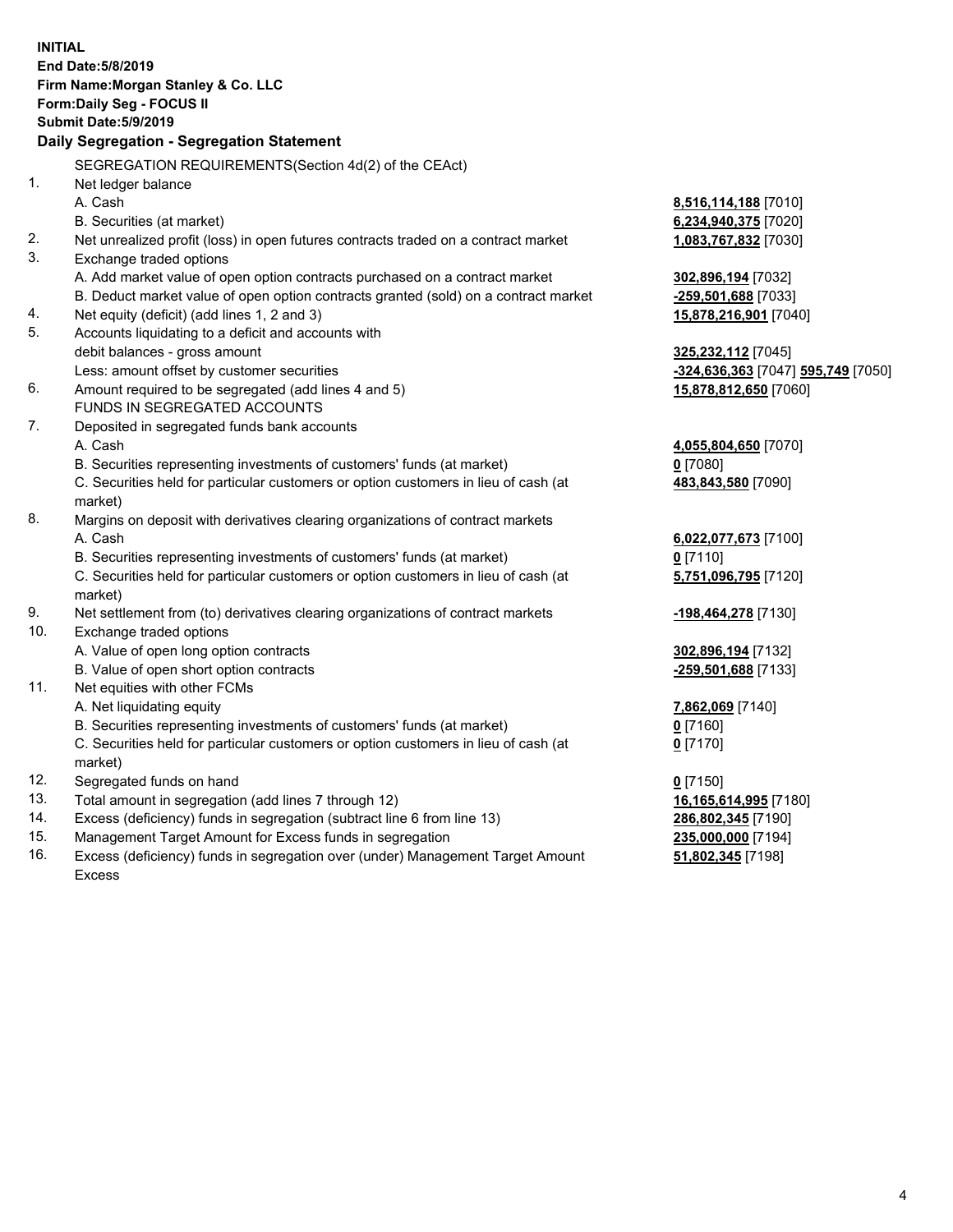**INITIAL**
**End Date:5/8/2019**
**Firm Name:Morgan Stanley & Co. LLC**
**Form:Daily Seg - FOCUS II**
**Submit Date:5/9/2019**

## Daily Segregation - Segregation Statement

| | | |
|---|---|---|
| | SEGREGATION REQUIREMENTS(Section 4d(2) of the CEAct) | |
| 1. | Net ledger balance | |
| | A. Cash | **8,516,114,188** [7010] |
| | B. Securities (at market) | **6,234,940,375** [7020] |
| 2. | Net unrealized profit (loss) in open futures contracts traded on a contract market | **1,083,767,832** [7030] |
| 3. | Exchange traded options | |
| | A. Add market value of open option contracts purchased on a contract market | **302,896,194** [7032] |
| | B. Deduct market value of open option contracts granted (sold) on a contract market | **-259,501,688** [7033] |
| 4. | Net equity (deficit) (add lines 1, 2 and 3) | **15,878,216,901** [7040] |
| 5. | Accounts liquidating to a deficit and accounts with | |
| | debit balances - gross amount | **325,232,112** [7045] |
| | Less: amount offset by customer securities | **-324,636,363** [7047] **595,749** [7050] |
| 6. | Amount required to be segregated (add lines 4 and 5) | **15,878,812,650** [7060] |
| | FUNDS IN SEGREGATED ACCOUNTS | |
| 7. | Deposited in segregated funds bank accounts | |
| | A. Cash | **4,055,804,650** [7070] |
| | B. Securities representing investments of customers' funds (at market) | **0** [7080] |
| | C. Securities held for particular customers or option customers in lieu of cash (at market) | **483,843,580** [7090] |
| 8. | Margins on deposit with derivatives clearing organizations of contract markets | |
| | A. Cash | **6,022,077,673** [7100] |
| | B. Securities representing investments of customers' funds (at market) | **0** [7110] |
| | C. Securities held for particular customers or option customers in lieu of cash (at market) | **5,751,096,795** [7120] |
| 9. | Net settlement from (to) derivatives clearing organizations of contract markets | **-198,464,278** [7130] |
| 10. | Exchange traded options | |
| | A. Value of open long option contracts | **302,896,194** [7132] |
| | B. Value of open short option contracts | **-259,501,688** [7133] |
| 11. | Net equities with other FCMs | |
| | A. Net liquidating equity | **7,862,069** [7140] |
| | B. Securities representing investments of customers' funds (at market) | **0** [7160] |
| | C. Securities held for particular customers or option customers in lieu of cash (at market) | **0** [7170] |
| 12. | Segregated funds on hand | **0** [7150] |
| 13. | Total amount in segregation (add lines 7 through 12) | **16,165,614,995** [7180] |
| 14. | Excess (deficiency) funds in segregation (subtract line 6 from line 13) | **286,802,345** [7190] |
| 15. | Management Target Amount for Excess funds in segregation | **235,000,000** [7194] |
| 16. | Excess (deficiency) funds in segregation over (under) Management Target Amount Excess | **51,802,345** [7198] |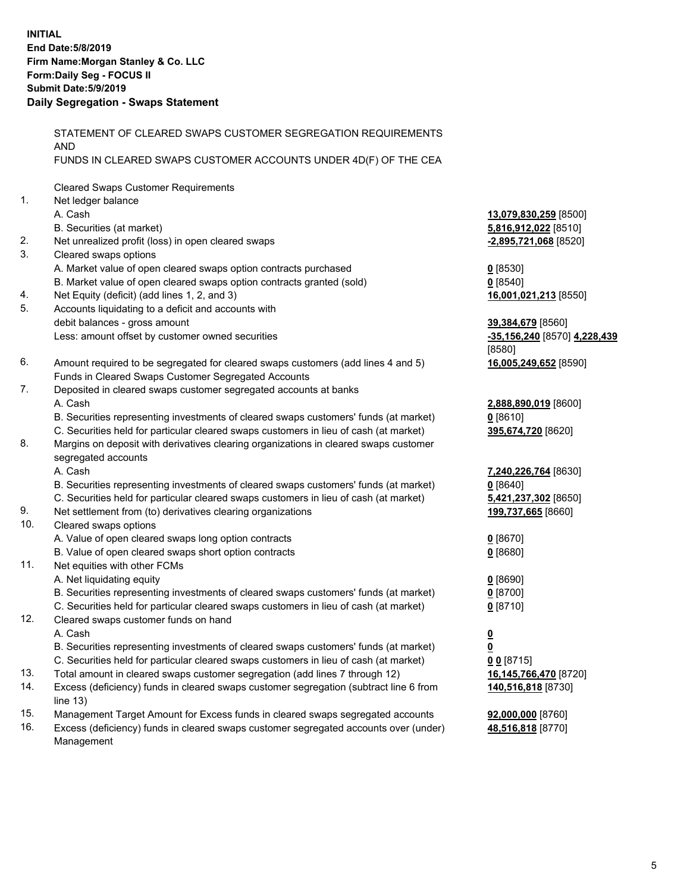**INITIAL**
**End Date:5/8/2019**
**Firm Name:Morgan Stanley & Co. LLC**
**Form:Daily Seg - FOCUS II**
**Submit Date:5/9/2019**
**Daily Segregation - Swaps Statement**

STATEMENT OF CLEARED SWAPS CUSTOMER SEGREGATION REQUIREMENTS AND FUNDS IN CLEARED SWAPS CUSTOMER ACCOUNTS UNDER 4D(F) OF THE CEA

Cleared Swaps Customer Requirements

| | | |
|---|---|---|
| 1. | Net ledger balance | |
| | A. Cash | **13,079,830,259** [8500] |
| | B. Securities (at market) | **5,816,912,022** [8510] |
| 2. | Net unrealized profit (loss) in open cleared swaps | **-2,895,721,068** [8520] |
| 3. | Cleared swaps options | |
| | A. Market value of open cleared swaps option contracts purchased | **0** [8530] |
| | B. Market value of open cleared swaps option contracts granted (sold) | **0** [8540] |
| 4. | Net Equity (deficit) (add lines 1, 2, and 3) | **16,001,021,213** [8550] |
| 5. | Accounts liquidating to a deficit and accounts with debit balances - gross amount | **39,384,679** [8560] |
| | Less: amount offset by customer owned securities | **-35,156,240** [8570] **4,228,439** [8580] |
| 6. | Amount required to be segregated for cleared swaps customers (add lines 4 and 5) | **16,005,249,652** [8590] |
| | Funds in Cleared Swaps Customer Segregated Accounts | |
| 7. | Deposited in cleared swaps customer segregated accounts at banks | |
| | A. Cash | **2,888,890,019** [8600] |
| | B. Securities representing investments of cleared swaps customers' funds (at market) | **0** [8610] |
| | C. Securities held for particular cleared swaps customers in lieu of cash (at market) | **395,674,720** [8620] |
| 8. | Margins on deposit with derivatives clearing organizations in cleared swaps customer segregated accounts | |
| | A. Cash | **7,240,226,764** [8630] |
| | B. Securities representing investments of cleared swaps customers' funds (at market) | **0** [8640] |
| | C. Securities held for particular cleared swaps customers in lieu of cash (at market) | **5,421,237,302** [8650] |
| 9. | Net settlement from (to) derivatives clearing organizations | **199,737,665** [8660] |
| 10. | Cleared swaps options | |
| | A. Value of open cleared swaps long option contracts | **0** [8670] |
| | B. Value of open cleared swaps short option contracts | **0** [8680] |
| 11. | Net equities with other FCMs | |
| | A. Net liquidating equity | **0** [8690] |
| | B. Securities representing investments of cleared swaps customers' funds (at market) | **0** [8700] |
| | C. Securities held for particular cleared swaps customers in lieu of cash (at market) | **0** [8710] |
| 12. | Cleared swaps customer funds on hand | |
| | A. Cash | **0** |
| | B. Securities representing investments of cleared swaps customers' funds (at market) | **0** |
| | C. Securities held for particular cleared swaps customers in lieu of cash (at market) | **0** **0** [8715] |
| 13. | Total amount in cleared swaps customer segregation (add lines 7 through 12) | **16,145,766,470** [8720] |
| 14. | Excess (deficiency) funds in cleared swaps customer segregation (subtract line 6 from line 13) | **140,516,818** [8730] |
| 15. | Management Target Amount for Excess funds in cleared swaps segregated accounts | **92,000,000** [8760] |
| 16. | Excess (deficiency) funds in cleared swaps customer segregated accounts over (under) Management | **48,516,818** [8770] |